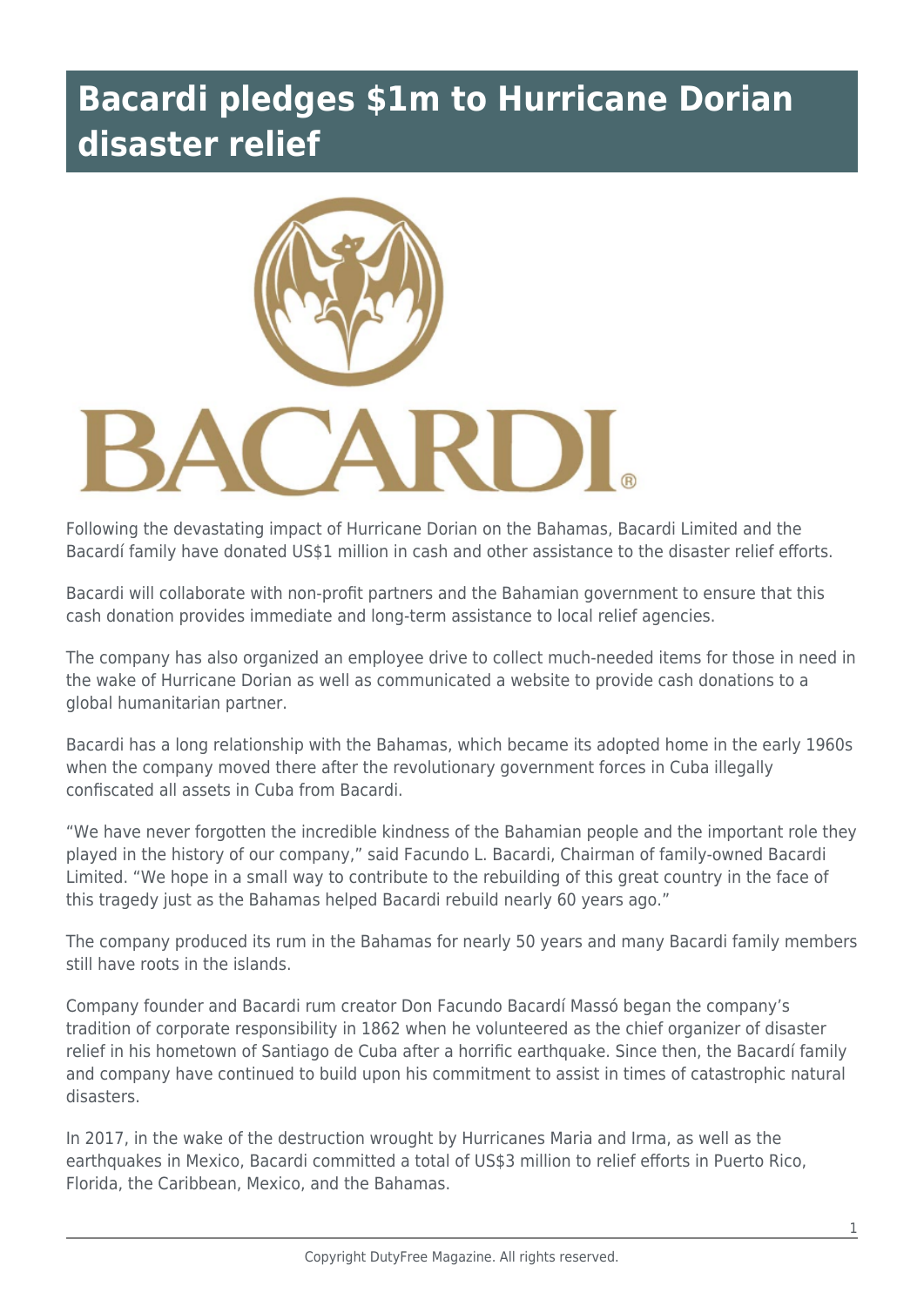# Bacardi pledges $1m to Hurricane Dorian disaster relief

Following the devastating impact of Hurricane Dorian on the Bahamas, Bacardi Limited and the Bacardí family have donated US$1 million in cash and other assistance to the disaster relief efforts.

Bacardi will collaborate with non-profit partners and the Bahamian government to ensure that this cash donation provides immediate and long-term assistance to local relief agencies.

The company has also organized an employee drive to collect much-needed items for those in need in the wake of Hurricane Dorian as well as communicated a website to provide cash donations to a global humanitarian partner.

Bacardi has a long relationship with the Bahamas, which became its adopted home in the early 1960s when the company moved there after the revolutionary government forces in Cuba illegally confiscated all assets in Cuba from Bacardi.

“We have never forgotten the incredible kindness of the Bahamian people and the important role they played in the history of our company,” said Facundo L. Bacardi, Chairman of family-owned Bacardi Limited. “We hope in a small way to contribute to the rebuilding of this great country in the face of this tragedy just as the Bahamas helped Bacardi rebuild nearly 60 years ago.”

The company produced its rum in the Bahamas for nearly 50 years and many Bacardi family members still have roots in the islands.

Company founder and Bacardi rum creator Don Facundo Bacardí Massó began the company’s tradition of corporate responsibility in 1862 when he volunteered as the chief organizer of disaster relief in his hometown of Santiago de Cuba after a horrific earthquake. Since then, the Bacardí family and company have continued to build upon his commitment to assist in times of catastrophic natural disasters.

In 2017, in the wake of the destruction wrought by Hurricanes Maria and Irma, as well as the earthquakes in Mexico, Bacardi committed a total of US$3 million to relief efforts in Puerto Rico, Florida, the Caribbean, Mexico, and the Bahamas.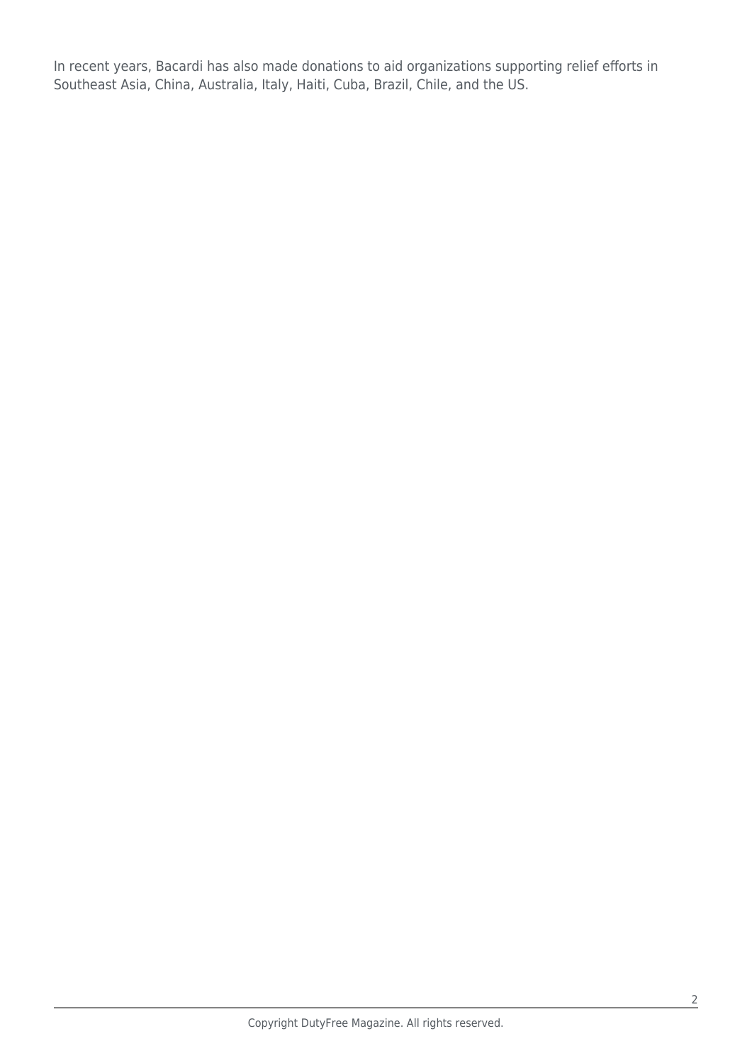In recent years, Bacardi has also made donations to aid organizations supporting relief efforts in Southeast Asia, China, Australia, Italy, Haiti, Cuba, Brazil, Chile, and the US.